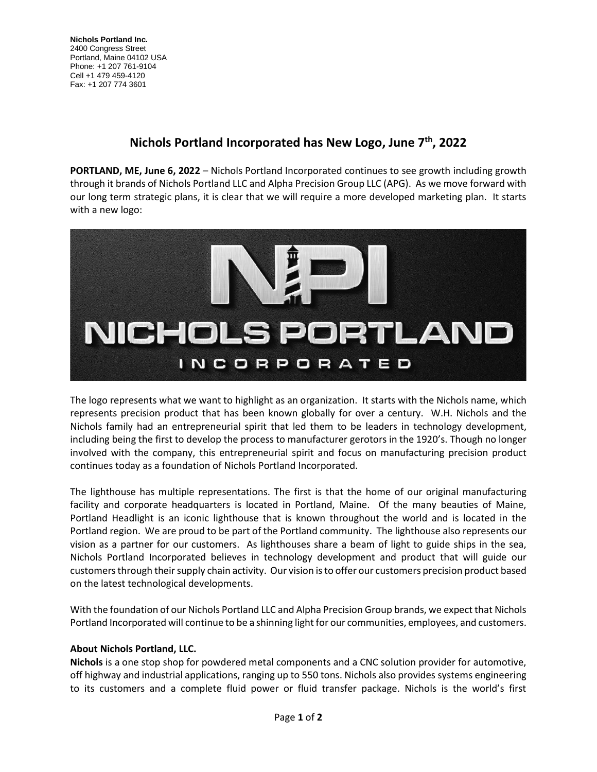**Nichols Portland Inc.**
2400 Congress Street
Portland, Maine 04102 USA
Phone: +1 207 761-9104
Cell +1 479 459-4120
Fax: +1 207 774 3601

# Nichols Portland Incorporated has New Logo, June 7th, 2022

**PORTLAND, ME, June 6, 2022** – Nichols Portland Incorporated continues to see growth including growth through it brands of Nichols Portland LLC and Alpha Precision Group LLC (APG). As we move forward with our long term strategic plans, it is clear that we will require a more developed marketing plan. It starts with a new logo:

The logo represents what we want to highlight as an organization. It starts with the Nichols name, which represents precision product that has been known globally for over a century. W.H. Nichols and the Nichols family had an entrepreneurial spirit that led them to be leaders in technology development, including being the first to develop the process to manufacturer gerotors in the 1920's. Though no longer involved with the company, this entrepreneurial spirit and focus on manufacturing precision product continues today as a foundation of Nichols Portland Incorporated.

The lighthouse has multiple representations. The first is that the home of our original manufacturing facility and corporate headquarters is located in Portland, Maine. Of the many beauties of Maine, Portland Headlight is an iconic lighthouse that is known throughout the world and is located in the Portland region. We are proud to be part of the Portland community. The lighthouse also represents our vision as a partner for our customers. As lighthouses share a beam of light to guide ships in the sea, Nichols Portland Incorporated believes in technology development and product that will guide our customers through their supply chain activity. Our vision is to offer our customers precision product based on the latest technological developments.

With the foundation of our Nichols Portland LLC and Alpha Precision Group brands, we expect that Nichols Portland Incorporated will continue to be a shinning light for our communities, employees, and customers.

**About Nichols Portland, LLC.**

**Nichols** is a one stop shop for powdered metal components and a CNC solution provider for automotive, off highway and industrial applications, ranging up to 550 tons. Nichols also provides systems engineering to its customers and a complete fluid power or fluid transfer package. Nichols is the world's first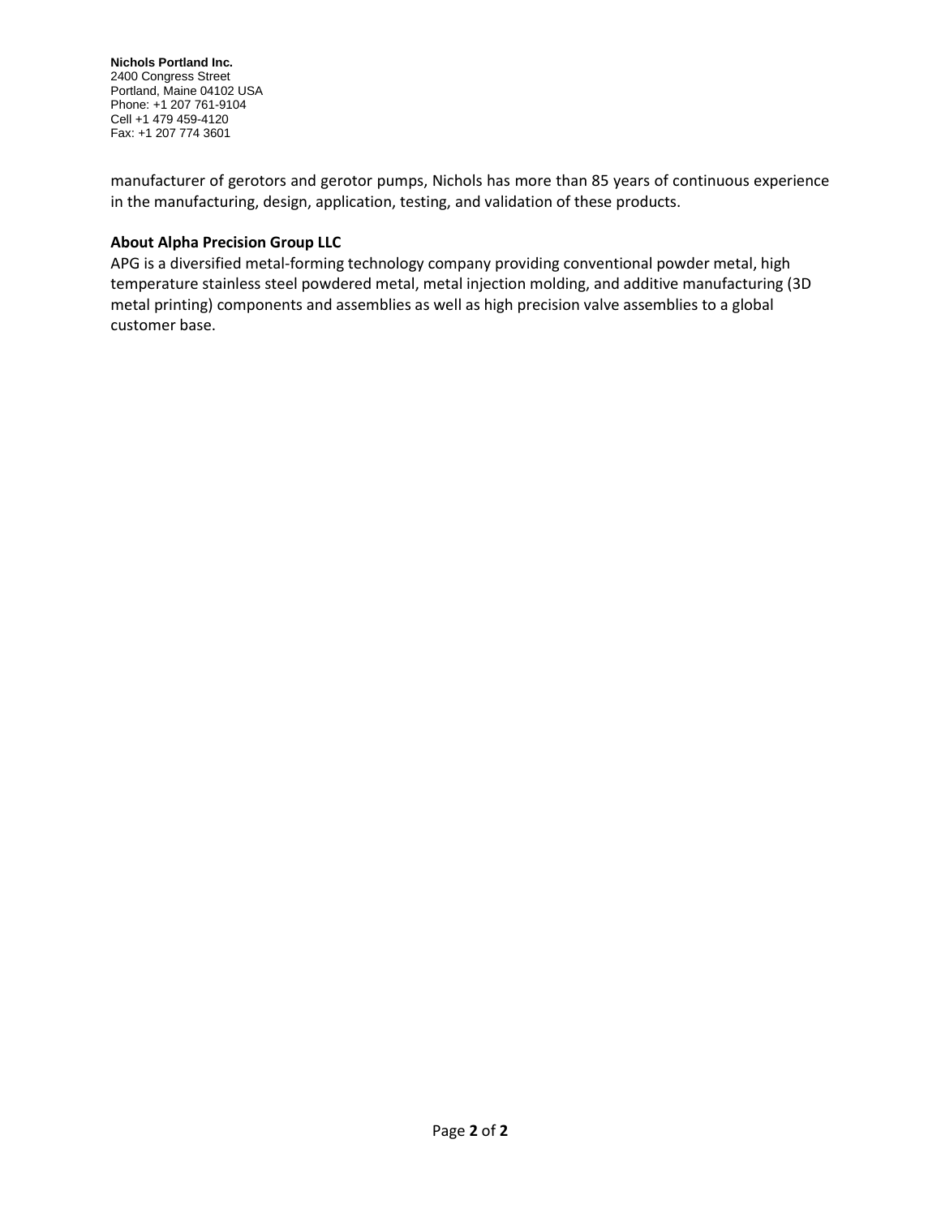**Nichols Portland Inc.**
2400 Congress Street
Portland, Maine 04102 USA
Phone: +1 207 761-9104
Cell +1 479 459-4120
Fax: +1 207 774 3601

manufacturer of gerotors and gerotor pumps, Nichols has more than 85 years of continuous experience in the manufacturing, design, application, testing, and validation of these products.

**About Alpha Precision Group LLC**

APG is a diversified metal-forming technology company providing conventional powder metal, high temperature stainless steel powdered metal, metal injection molding, and additive manufacturing (3D metal printing) components and assemblies as well as high precision valve assemblies to a global customer base.